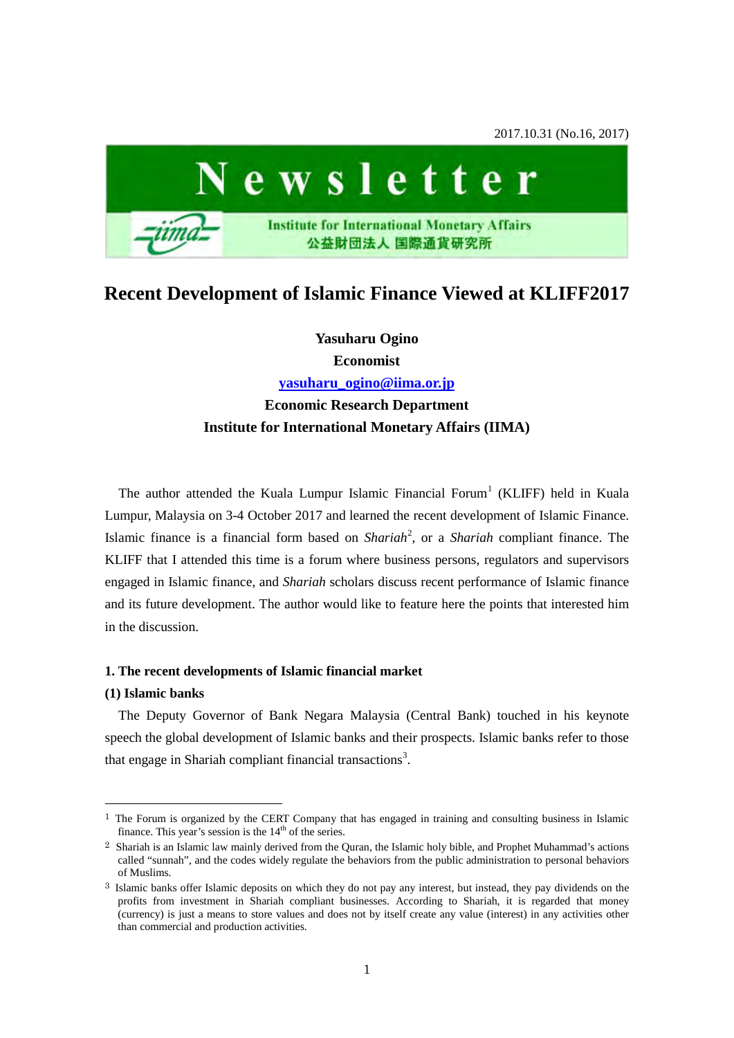2017.10.31 (No.16, 2017)

Newsletter

Institute for International Monetary Affairs
公益財団法人 国際通貨研究所

# Recent Development of Islamic Finance Viewed at KLIFF2017

**Yasuharu Ogino**
**Economist**
**yasuharu_ogino@iima.or.jp**
**Economic Research Department**
**Institute for International Monetary Affairs (IIMA)**

The author attended the Kuala Lumpur Islamic Financial Forum[1] (KLIFF) held in Kuala Lumpur, Malaysia on 3-4 October 2017 and learned the recent development of Islamic Finance. Islamic finance is a financial form based on *Shariah*[2], or a *Shariah* compliant finance. The KLIFF that I attended this time is a forum where business persons, regulators and supervisors engaged in Islamic finance, and *Shariah* scholars discuss recent performance of Islamic finance and its future development. The author would like to feature here the points that interested him in the discussion.

## 1. The recent developments of Islamic financial market

### (1) Islamic banks

The Deputy Governor of Bank Negara Malaysia (Central Bank) touched in his keynote speech the global development of Islamic banks and their prospects. Islamic banks refer to those that engage in Shariah compliant financial transactions[3].

---

[1] The Forum is organized by the CERT Company that has engaged in training and consulting business in Islamic finance. This year's session is the 14th of the series.

[2] Shariah is an Islamic law mainly derived from the Quran, the Islamic holy bible, and Prophet Muhammad's actions called "sunnah", and the codes widely regulate the behaviors from the public administration to personal behaviors of Muslims.

[3] Islamic banks offer Islamic deposits on which they do not pay any interest, but instead, they pay dividends on the profits from investment in Shariah compliant businesses. According to Shariah, it is regarded that money (currency) is just a means to store values and does not by itself create any value (interest) in any activities other than commercial and production activities.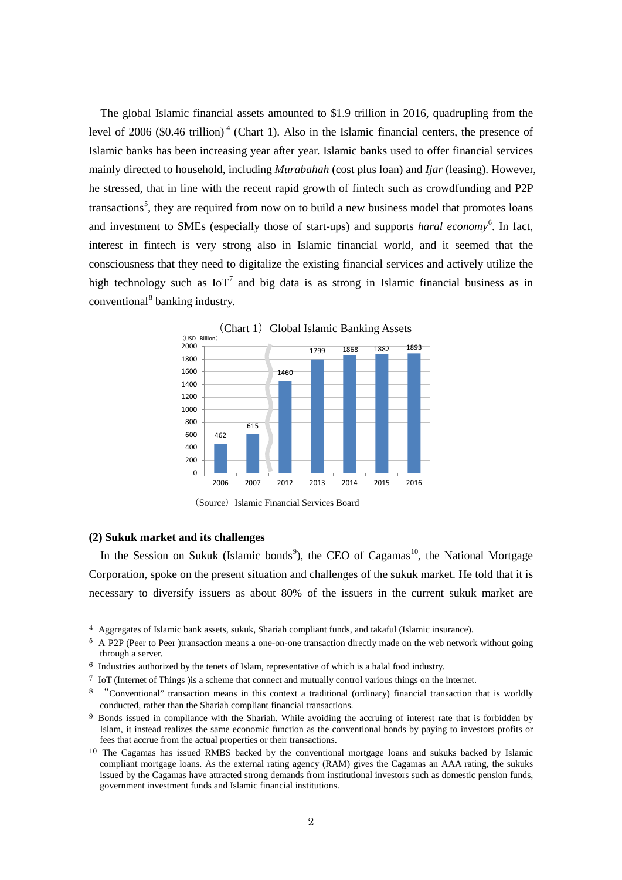The global Islamic financial assets amounted to $1.9 trillion in 2016, quadrupling from the level of 2006 ($0.46 trillion)[4] (Chart 1). Also in the Islamic financial centers, the presence of Islamic banks has been increasing year after year. Islamic banks used to offer financial services mainly directed to household, including *Murabahah* (cost plus loan) and *Ijar* (leasing). However, he stressed, that in line with the recent rapid growth of fintech such as crowdfunding and P2P transactions[5], they are required from now on to build a new business model that promotes loans and investment to SMEs (especially those of start-ups) and supports *haral economy*[6]. In fact, interest in fintech is very strong also in Islamic financial world, and it seemed that the consciousness that they need to digitalize the existing financial services and actively utilize the high technology such as IoT[7] and big data is as strong in Islamic financial business as in conventional[8] banking industry.

（Chart 1）Global Islamic Banking Assets

(USD Billion)

| 2006 | 2007 | 2012 | 2013 | 2014 | 2015 | 2016 |
|---|---|---|---|---|---|---|
| 462 | 615 | 1460 | 1799 | 1868 | 1882 | 1893 |

（Source）Islamic Financial Services Board

**(2) Sukuk market and its challenges**

In the Session on Sukuk (Islamic bonds[9]), the CEO of Cagamas[10], the National Mortgage Corporation, spoke on the present situation and challenges of the sukuk market. He told that it is necessary to diversify issuers as about 80% of the issuers in the current sukuk market are

---

[4] Aggregates of Islamic bank assets, sukuk, Shariah compliant funds, and takaful (Islamic insurance).

[5] A P2P (Peer to Peer )transaction means a one-on-one transaction directly made on the web network without going through a server.

[6] Industries authorized by the tenets of Islam, representative of which is a halal food industry.

[7] IoT (Internet of Things )is a scheme that connect and mutually control various things on the internet.

[8] "Conventional" transaction means in this context a traditional (ordinary) financial transaction that is worldly conducted, rather than the Shariah compliant financial transactions.

[9] Bonds issued in compliance with the Shariah. While avoiding the accruing of interest rate that is forbidden by Islam, it instead realizes the same economic function as the conventional bonds by paying to investors profits or fees that accrue from the actual properties or their transactions.

[10] The Cagamas has issued RMBS backed by the conventional mortgage loans and sukuks backed by Islamic compliant mortgage loans. As the external rating agency (RAM) gives the Cagamas an AAA rating, the sukuks issued by the Cagamas have attracted strong demands from institutional investors such as domestic pension funds, government investment funds and Islamic financial institutions.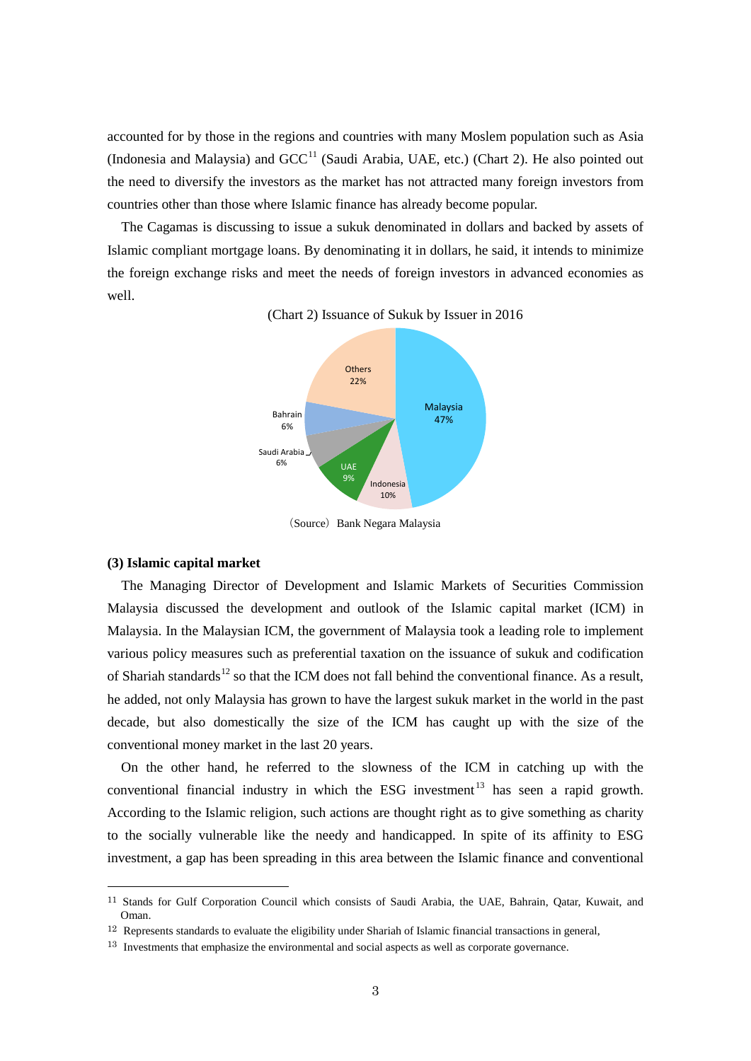accounted for by those in the regions and countries with many Moslem population such as Asia (Indonesia and Malaysia) and GCC[11] (Saudi Arabia, UAE, etc.) (Chart 2). He also pointed out the need to diversify the investors as the market has not attracted many foreign investors from countries other than those where Islamic finance has already become popular.

The Cagamas is discussing to issue a sukuk denominated in dollars and backed by assets of Islamic compliant mortgage loans. By denominating it in dollars, he said, it intends to minimize the foreign exchange risks and meet the needs of foreign investors in advanced economies as well.

(Chart 2) Issuance of Sukuk by Issuer in 2016

| Issuer | Share |
|---|---|
| Malaysia | 47% |
| Indonesia | 10% |
| UAE | 9% |
| Saudi Arabia | 6% |
| Bahrain | 6% |
| Others | 22% |

(Source) Bank Negara Malaysia

**(3) Islamic capital market**

The Managing Director of Development and Islamic Markets of Securities Commission Malaysia discussed the development and outlook of the Islamic capital market (ICM) in Malaysia. In the Malaysian ICM, the government of Malaysia took a leading role to implement various policy measures such as preferential taxation on the issuance of sukuk and codification of Shariah standards[12] so that the ICM does not fall behind the conventional finance. As a result, he added, not only Malaysia has grown to have the largest sukuk market in the world in the past decade, but also domestically the size of the ICM has caught up with the size of the conventional money market in the last 20 years.

On the other hand, he referred to the slowness of the ICM in catching up with the conventional financial industry in which the ESG investment[13] has seen a rapid growth. According to the Islamic religion, such actions are thought right as to give something as charity to the socially vulnerable like the needy and handicapped. In spite of its affinity to ESG investment, a gap has been spreading in this area between the Islamic finance and conventional

---

[11] Stands for Gulf Corporation Council which consists of Saudi Arabia, the UAE, Bahrain, Qatar, Kuwait, and Oman.

[12] Represents standards to evaluate the eligibility under Shariah of Islamic financial transactions in general,

[13] Investments that emphasize the environmental and social aspects as well as corporate governance.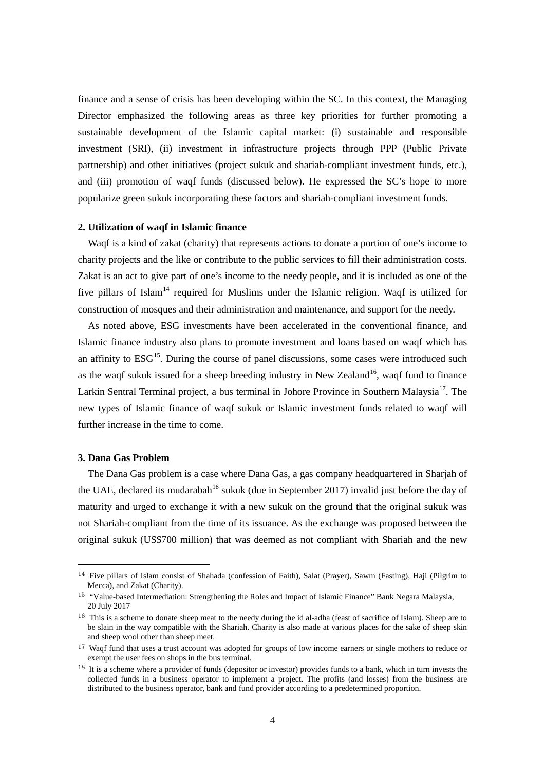finance and a sense of crisis has been developing within the SC. In this context, the Managing Director emphasized the following areas as three key priorities for further promoting a sustainable development of the Islamic capital market: (i) sustainable and responsible investment (SRI), (ii) investment in infrastructure projects through PPP (Public Private partnership) and other initiatives (project sukuk and shariah-compliant investment funds, etc.), and (iii) promotion of waqf funds (discussed below). He expressed the SC's hope to more popularize green sukuk incorporating these factors and shariah-compliant investment funds.

### 2. Utilization of waqf in Islamic finance

Waqf is a kind of zakat (charity) that represents actions to donate a portion of one's income to charity projects and the like or contribute to the public services to fill their administration costs. Zakat is an act to give part of one's income to the needy people, and it is included as one of the five pillars of Islam[14] required for Muslims under the Islamic religion. Waqf is utilized for construction of mosques and their administration and maintenance, and support for the needy.

As noted above, ESG investments have been accelerated in the conventional finance, and Islamic finance industry also plans to promote investment and loans based on waqf which has an affinity to ESG[15]. During the course of panel discussions, some cases were introduced such as the waqf sukuk issued for a sheep breeding industry in New Zealand[16], waqf fund to finance Larkin Sentral Terminal project, a bus terminal in Johore Province in Southern Malaysia[17]. The new types of Islamic finance of waqf sukuk or Islamic investment funds related to waqf will further increase in the time to come.

### 3. Dana Gas Problem

The Dana Gas problem is a case where Dana Gas, a gas company headquartered in Sharjah of the UAE, declared its mudarabah[18] sukuk (due in September 2017) invalid just before the day of maturity and urged to exchange it with a new sukuk on the ground that the original sukuk was not Shariah-compliant from the time of its issuance. As the exchange was proposed between the original sukuk (US$700 million) that was deemed as not compliant with Shariah and the new

---

[14] Five pillars of Islam consist of Shahada (confession of Faith), Salat (Prayer), Sawm (Fasting), Haji (Pilgrim to Mecca), and Zakat (Charity).

[15] "Value-based Intermediation: Strengthening the Roles and Impact of Islamic Finance" Bank Negara Malaysia, 20 July 2017

[16] This is a scheme to donate sheep meat to the needy during the id al-adha (feast of sacrifice of Islam). Sheep are to be slain in the way compatible with the Shariah. Charity is also made at various places for the sake of sheep skin and sheep wool other than sheep meet.

[17] Waqf fund that uses a trust account was adopted for groups of low income earners or single mothers to reduce or exempt the user fees on shops in the bus terminal.

[18] It is a scheme where a provider of funds (depositor or investor) provides funds to a bank, which in turn invests the collected funds in a business operator to implement a project. The profits (and losses) from the business are distributed to the business operator, bank and fund provider according to a predetermined proportion.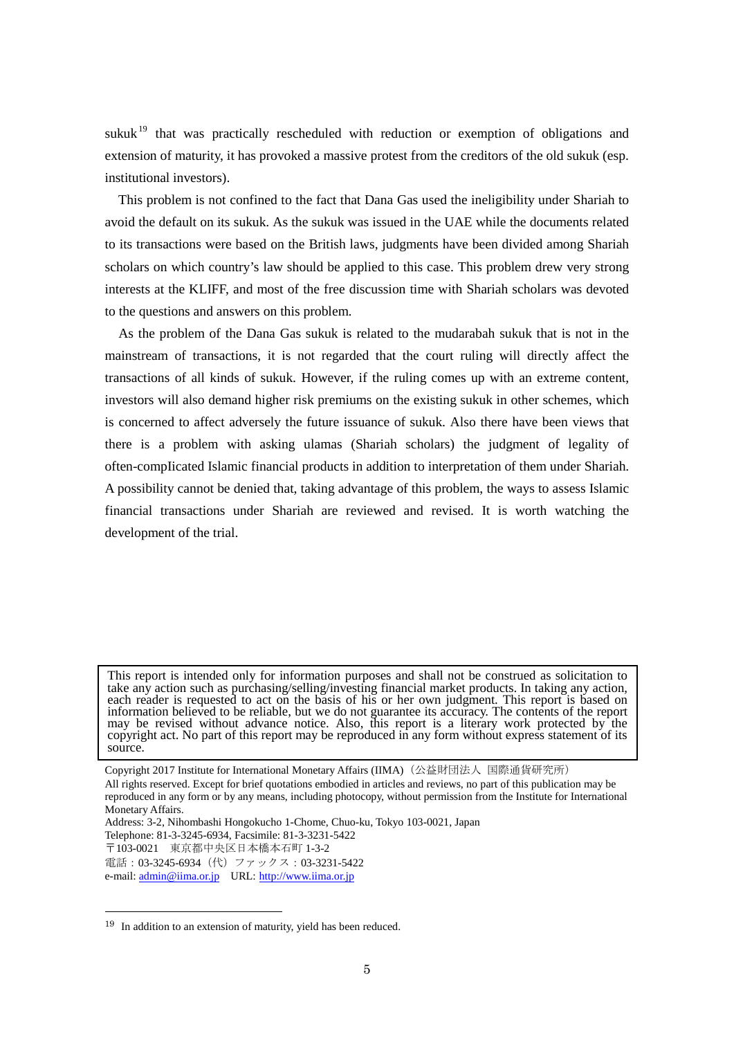sukuk[19] that was practically rescheduled with reduction or exemption of obligations and extension of maturity, it has provoked a massive protest from the creditors of the old sukuk (esp. institutional investors).

This problem is not confined to the fact that Dana Gas used the ineligibility under Shariah to avoid the default on its sukuk. As the sukuk was issued in the UAE while the documents related to its transactions were based on the British laws, judgments have been divided among Shariah scholars on which country's law should be applied to this case. This problem drew very strong interests at the KLIFF, and most of the free discussion time with Shariah scholars was devoted to the questions and answers on this problem.

As the problem of the Dana Gas sukuk is related to the mudarabah sukuk that is not in the mainstream of transactions, it is not regarded that the court ruling will directly affect the transactions of all kinds of sukuk. However, if the ruling comes up with an extreme content, investors will also demand higher risk premiums on the existing sukuk in other schemes, which is concerned to affect adversely the future issuance of sukuk. Also there have been views that there is a problem with asking ulamas (Shariah scholars) the judgment of legality of often-complicated Islamic financial products in addition to interpretation of them under Shariah. A possibility cannot be denied that, taking advantage of this problem, the ways to assess Islamic financial transactions under Shariah are reviewed and revised. It is worth watching the development of the trial.

This report is intended only for information purposes and shall not be construed as solicitation to take any action such as purchasing/selling/investing financial market products. In taking any action, each reader is requested to act on the basis of his or her own judgment. This report is based on information believed to be reliable, but we do not guarantee its accuracy. The contents of the report may be revised without advance notice. Also, this report is a literary work protected by the copyright act. No part of this report may be reproduced in any form without express statement of its source.

Copyright 2017 Institute for International Monetary Affairs (IIMA)（公益財団法人 国際通貨研究所）
All rights reserved. Except for brief quotations embodied in articles and reviews, no part of this publication may be reproduced in any form or by any means, including photocopy, without permission from the Institute for International Monetary Affairs.
Address: 3-2, Nihombashi Hongokucho 1-Chome, Chuo-ku, Tokyo 103-0021, Japan
Telephone: 81-3-3245-6934, Facsimile: 81-3-3231-5422
〒103-0021　東京都中央区日本橋本石町 1-3-2
電話：03-3245-6934（代）ファックス：03-3231-5422
e-mail: admin@iima.or.jp　URL: http://www.iima.or.jp

[19] In addition to an extension of maturity, yield has been reduced.